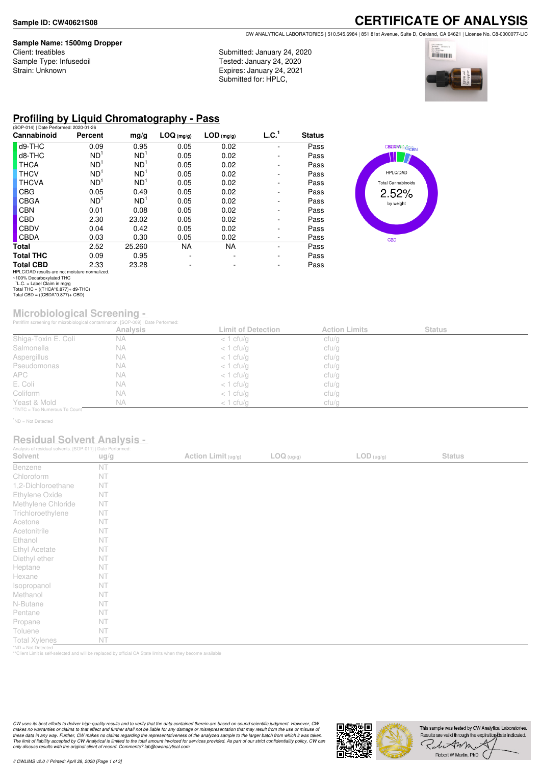**Sample ID: CW40621S08**

# CERTIFICATE OF ANALYSIS

CW ANALYTICAL LABORATORIES | 510.545.6984 | 851 81st Avenue, Suite D, Oakland, CA 94621 | License No. C8-0000077-LIC

**Sample Name: 1500mg Dropper**
Client: treatibles
Sample Type: Infusedoil
Strain: Unknown

Submitted: January 24, 2020
Tested: January 24, 2020
Expires: January 24, 2021
Submitted for: HPLC,

## Profiling by Liquid Chromatography - Pass

(SOP-014) | Date Performed: 2020-01-26

| Cannabinoid | Percent | mg/g | LOQ (mg/g) | LOD (mg/g) | L.C.[1] | Status |
|---|---|---|---|---|---|---|
| d9-THC | 0.09 | 0.95 | 0.05 | 0.02 | - | Pass |
| d8-THC | ND[1] | ND[1] | 0.05 | 0.02 | - | Pass |
| THCA | ND[1] | ND[1] | 0.05 | 0.02 | - | Pass |
| THCV | ND[1] | ND[1] | 0.05 | 0.02 | - | Pass |
| THCVA | ND[1] | ND[1] | 0.05 | 0.02 | - | Pass |
| CBG | 0.05 | 0.49 | 0.05 | 0.02 | - | Pass |
| CBGA | ND[1] | ND[1] | 0.05 | 0.02 | - | Pass |
| CBN | 0.01 | 0.08 | 0.05 | 0.02 | - | Pass |
| CBD | 2.30 | 23.02 | 0.05 | 0.02 | - | Pass |
| CBDV | 0.04 | 0.42 | 0.05 | 0.02 | - | Pass |
| CBDA | 0.03 | 0.30 | 0.05 | 0.02 | - | Pass |
| **Total** | 2.52 | 25.260 | NA | NA | - | Pass |
| **Total THC** | 0.09 | 0.95 | - | - | - | Pass |
| **Total CBD** | 2.33 | 23.28 | - | - | - | Pass |

HPLC/DAD results are not moisture normalized.
~100% Decarboxylated THC
[1]L.C. = Label Claim in mg/g
Total THC = ((THCA*0.877)+ d9-THC)
Total CBD = ((CBDA*0.877)+ CBD)

HPLC/DAD Total Cannabinoids 2.52% by weight

## Microbiological Screening -

Petrifilm screening for microbiological contamination. [SOP-009] | Date Performed:

| | Analysis | Limit of Detection | Action Limits | Status |
|---|---|---|---|---|
| Shiga-Toxin E. Coli | NA | < 1 cfu/g | cfu/g | |
| Salmonella | NA | < 1 cfu/g | cfu/g | |
| Aspergillus | NA | < 1 cfu/g | cfu/g | |
| Pseudomonas | NA | < 1 cfu/g | cfu/g | |
| APC | NA | < 1 cfu/g | cfu/g | |
| E. Coli | NA | < 1 cfu/g | cfu/g | |
| Coliform | NA | < 1 cfu/g | cfu/g | |
| Yeast & Mold | NA | < 1 cfu/g | cfu/g | |

*TNTC = Too Numerous To Count

[1]ND = Not Detected

## Residual Solvent Analysis -

Analysis of residual solvents. [SOP-011] | Date Performed:

| Solvent | ug/g | Action Limit (ug/g) | LOQ (ug/g) | LOD (ug/g) | Status |
|---|---|---|---|---|---|
| Benzene | NT | | | | |
| Chloroform | NT | | | | |
| 1,2-Dichloroethane | NT | | | | |
| Ethylene Oxide | NT | | | | |
| Methylene Chloride | NT | | | | |
| Trichloroethylene | NT | | | | |
| Acetone | NT | | | | |
| Acetonitrile | NT | | | | |
| Ethanol | NT | | | | |
| Ethyl Acetate | NT | | | | |
| Diethyl ether | NT | | | | |
| Heptane | NT | | | | |
| Hexane | NT | | | | |
| Isopropanol | NT | | | | |
| Methanol | NT | | | | |
| N-Butane | NT | | | | |
| Pentane | NT | | | | |
| Propane | NT | | | | |
| Toluene | NT | | | | |
| Total Xylenes | NT | | | | |

*ND = Not Detected
**Client Limit is self-selected and will be replaced by official CA State limits when they become available

*CW uses its best efforts to deliver high-quality results and to verify that the data contained therein are based on sound scientific judgment. However, CW makes no warranties or claims to that effect and further shall not be liable for any damage or misrepresentation that may result from the use or misuse of these data in any way. Further, CW makes no claims regarding the representativeness of the analyzed sample to the larger batch from which it was taken. The limit of liability accepted by CW Analytical is limited to the total amount invoiced for services provided. As part of our strict confidentiality policy, CW can only discuss results with the original client of record. Comments? lab@cwanalytical.com*

This sample was tested by CW Analytical Laboratories. Results are valid through the expiration date indicated.

Robert W Martin, PhD

// CWLIMS v2.0 // Printed: April 28, 2020 [Page 1 of 3]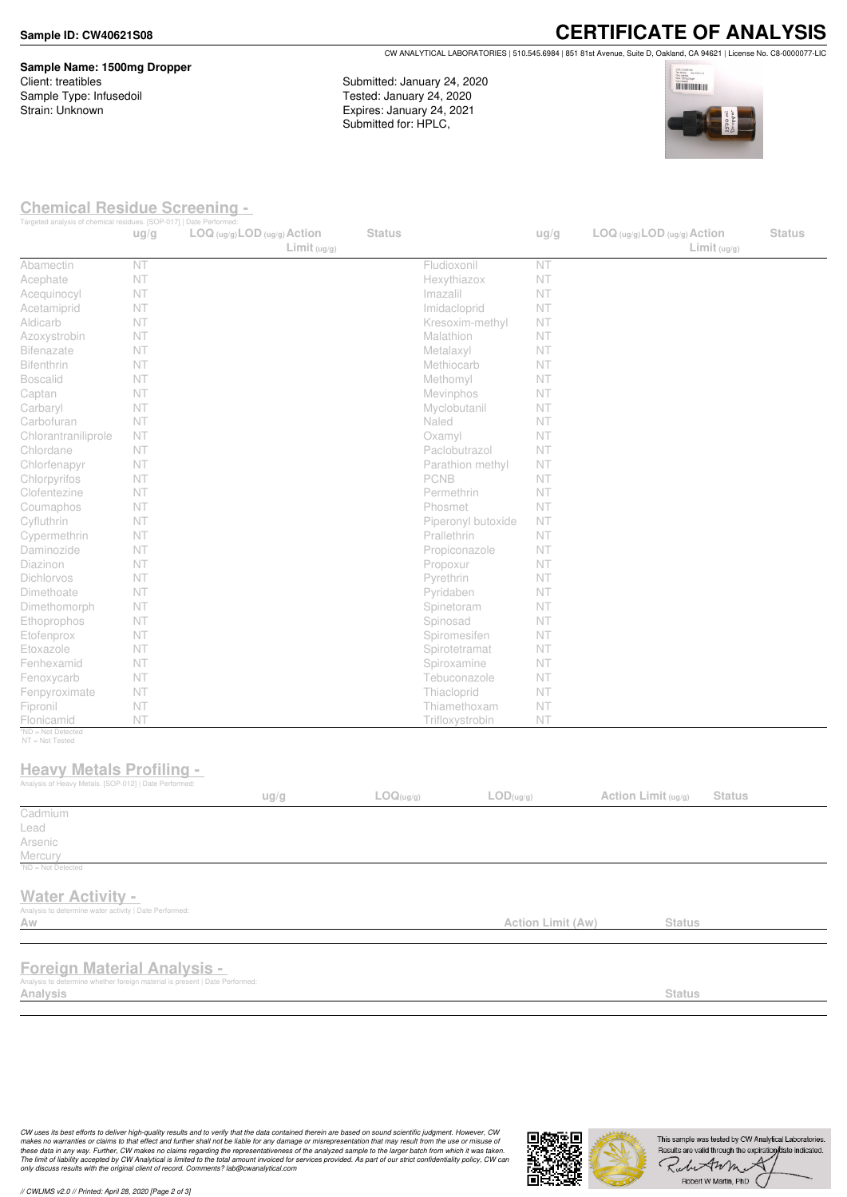**Sample ID: CW40621S08**

# CERTIFICATE OF ANALYSIS

CW ANALYTICAL LABORATORIES | 510.545.6984 | 851 81st Avenue, Suite D, Oakland, CA 94621 | License No. C8-0000077-LIC

**Sample Name: 1500mg Dropper**
Client: treatibles
Sample Type: Infusedoil
Strain: Unknown

Submitted: January 24, 2020
Tested: January 24, 2020
Expires: January 24, 2021
Submitted for: HPLC,

## Chemical Residue Screening -

Targeted analysis of chemical residues. [SOP-017] | Date Performed:

| | ug/g | LOQ (ug/g) | LOD (ug/g) | Action Limit (ug/g) | Status | | ug/g | LOQ (ug/g) | LOD (ug/g) | Action Limit (ug/g) | Status |
|---|---|---|---|---|---|---|---|---|---|---|---|
| Abamectin | NT | | | | | Fludioxonil | NT | | | | |
| Acephate | NT | | | | | Hexythiazox | NT | | | | |
| Acequinocyl | NT | | | | | Imazalil | NT | | | | |
| Acetamiprid | NT | | | | | Imidacloprid | NT | | | | |
| Aldicarb | NT | | | | | Kresoxim-methyl | NT | | | | |
| Azoxystrobin | NT | | | | | Malathion | NT | | | | |
| Bifenazate | NT | | | | | Metalaxyl | NT | | | | |
| Bifenthrin | NT | | | | | Methiocarb | NT | | | | |
| Boscalid | NT | | | | | Methomyl | NT | | | | |
| Captan | NT | | | | | Mevinphos | NT | | | | |
| Carbaryl | NT | | | | | Myclobutanil | NT | | | | |
| Carbofuran | NT | | | | | Naled | NT | | | | |
| Chlorantraniliprole | NT | | | | | Oxamyl | NT | | | | |
| Chlordane | NT | | | | | Paclobutrazol | NT | | | | |
| Chlorfenapyr | NT | | | | | Parathion methyl | NT | | | | |
| Chlorpyrifos | NT | | | | | PCNB | NT | | | | |
| Clofentezine | NT | | | | | Permethrin | NT | | | | |
| Coumaphos | NT | | | | | Phosmet | NT | | | | |
| Cyfluthrin | NT | | | | | Piperonyl butoxide | NT | | | | |
| Cypermethrin | NT | | | | | Prallethrin | NT | | | | |
| Daminozide | NT | | | | | Propiconazole | NT | | | | |
| Diazinon | NT | | | | | Propoxur | NT | | | | |
| Dichlorvos | NT | | | | | Pyrethrin | NT | | | | |
| Dimethoate | NT | | | | | Pyridaben | NT | | | | |
| Dimethomorph | NT | | | | | Spinetoram | NT | | | | |
| Ethoprophos | NT | | | | | Spinosad | NT | | | | |
| Etofenprox | NT | | | | | Spiromesifen | NT | | | | |
| Etoxazole | NT | | | | | Spirotetramat | NT | | | | |
| Fenhexamid | NT | | | | | Spiroxamine | NT | | | | |
| Fenoxycarb | NT | | | | | Tebuconazole | NT | | | | |
| Fenpyroximate | NT | | | | | Thiacloprid | NT | | | | |
| Fipronil | NT | | | | | Thiamethoxam | NT | | | | |
| Flonicamid | NT | | | | | Trifloxystrobin | NT | | | | |

*ND = Not Detected
NT = Not Tested

## Heavy Metals Profiling -

Analysis of Heavy Metals. [SOP-012] | Date Performed:

| | ug/g | LOQ(ug/g) | LOD(ug/g) | Action Limit (ug/g) | Status |
|---|---|---|---|---|---|
| Cadmium | | | | | |
| Lead | | | | | |
| Arsenic | | | | | |
| Mercury | | | | | |

*ND = Not Detected

## Water Activity -

Analysis to determine water activity | Date Performed:

| Aw | Action Limit (Aw) | Status |
|---|---|---|

## Foreign Material Analysis -

Analysis to determine whether foreign material is present | Date Performed:

| Analysis | Status |
|---|---|

*CW uses its best efforts to deliver high-quality results and to verify that the data contained therein are based on sound scientific judgment. However, CW makes no warranties or claims to that effect and further shall not be liable for any damage or misrepresentation that may result from the use or misuse of these data in any way. Further, CW makes no claims regarding the representativeness of the analyzed sample to the larger batch from which it was taken. The limit of liability accepted by CW Analytical is limited to the total amount invoiced for services provided. As part of our strict confidentiality policy, CW can only discuss results with the original client of record. Comments? lab@cwanalytical.com*

This sample was tested by CW Analytical Laboratories. Results are valid through the expiration date indicated.

Robert W Martin, PhD

// CWLIMS v2.0 // Printed: April 28, 2020 [Page 2 of 3]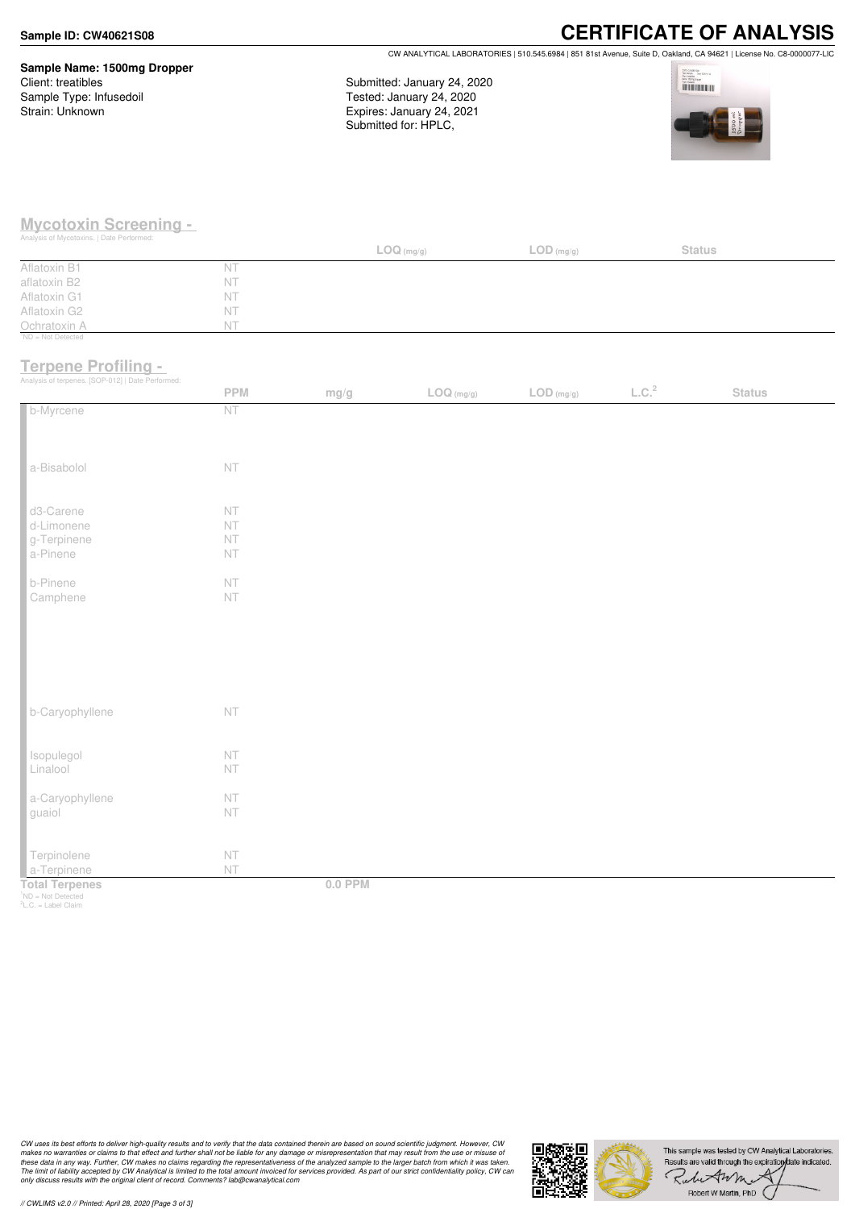**Sample ID: CW40621S08**

# CERTIFICATE OF ANALYSIS

CW ANALYTICAL LABORATORIES | 510.545.6984 | 851 81st Avenue, Suite D, Oakland, CA 94621 | License No. C8-0000077-LIC

**Sample Name: 1500mg Dropper**
Client: treatibles
Sample Type: Infusedoil
Strain: Unknown

Submitted: January 24, 2020
Tested: January 24, 2020
Expires: January 24, 2021
Submitted for: HPLC,

## Mycotoxin Screening -

Analysis of Mycotoxins. | Date Performed:

| | | LOQ (mg/g) | LOD (mg/g) | Status |
|---|---|---|---|---|
| Aflatoxin B1 | NT | | | |
| aflatoxin B2 | NT | | | |
| Aflatoxin G1 | NT | | | |
| Aflatoxin G2 | NT | | | |
| Ochratoxin A | NT | | | |

[1]ND = Not Detected

## Terpene Profiling -

Analysis of terpenes. [SOP-012] | Date Performed:

| | PPM | mg/g | LOQ (mg/g) | LOD (mg/g) | L.C.[2] | Status |
|---|---|---|---|---|---|---|
| b-Myrcene | NT | | | | | |
| a-Bisabolol | NT | | | | | |
| d3-Carene | NT | | | | | |
| d-Limonene | NT | | | | | |
| g-Terpinene | NT | | | | | |
| a-Pinene | NT | | | | | |
| b-Pinene | NT | | | | | |
| Camphene | NT | | | | | |
| b-Caryophyllene | NT | | | | | |
| Isopulegol | NT | | | | | |
| Linalool | NT | | | | | |
| a-Caryophyllene | NT | | | | | |
| guaiol | NT | | | | | |
| Terpinolene | NT | | | | | |
| a-Terpinene | NT | | | | | |
| **Total Terpenes** | | **0.0 PPM** | | | | |

[1]ND = Not Detected
[2]L.C. = Label Claim

*CW uses its best efforts to deliver high-quality results and to verify that the data contained therein are based on sound scientific judgment. However, CW makes no warranties or claims to that effect and further shall not be liable for any damage or misrepresentation that may result from the use or misuse of these data in any way. Further, CW makes no claims regarding the representativeness of the analyzed sample to the larger batch from which it was taken. The limit of liability accepted by CW Analytical is limited to the total amount invoiced for services provided. As part of our strict confidentiality policy, CW can only discuss results with the original client of record. Comments? lab@cwanalytical.com*

This sample was tested by CW Analytical Laboratories. Results are valid through the expiration date indicated.

Robert W Martin, PhD

// CWLIMS v2.0 // Printed: April 28, 2020 [Page 3 of 3]